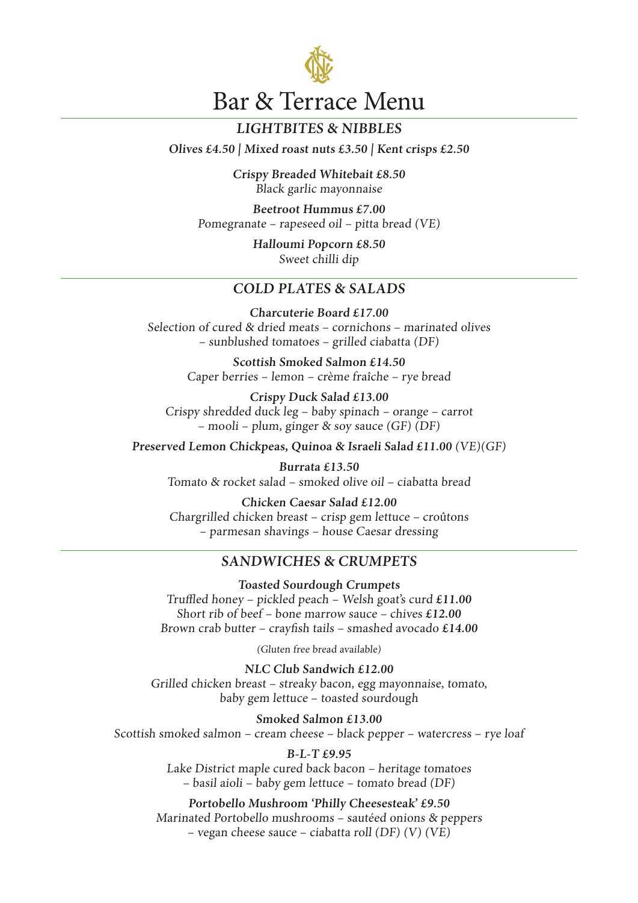# Bar & Terrace Menu

## *LIGHTBITES & NIBBLES*

***Olives £4.50 | Mixed roast nuts £3.50 | Kent crisps £2.50***

***Crispy Breaded Whitebait £8.50***
*Black garlic mayonnaise*

***Beetroot Hummus £7.00***
*Pomegranate – rapeseed oil – pitta bread (VE)*

***Halloumi Popcorn £8.50***
*Sweet chilli dip*

## *COLD PLATES & SALADS*

***Charcuterie Board £17.00***
*Selection of cured & dried meats – cornichons – marinated olives – sunblushed tomatoes – grilled ciabatta (DF)*

***Scottish Smoked Salmon £14.50***
*Caper berries – lemon – crème fraîche – rye bread*

***Crispy Duck Salad £13.00***
*Crispy shredded duck leg – baby spinach – orange – carrot – mooli – plum, ginger & soy sauce (GF) (DF)*

***Preserved Lemon Chickpeas, Quinoa & Israeli Salad £11.00*** *(VE)(GF)*

***Burrata £13.50***
*Tomato & rocket salad – smoked olive oil – ciabatta bread*

***Chicken Caesar Salad £12.00***
*Chargrilled chicken breast – crisp gem lettuce – croûtons – parmesan shavings – house Caesar dressing*

## *SANDWICHES & CRUMPETS*

***Toasted Sourdough Crumpets***
*Truffled honey – pickled peach – Welsh goat's curd* ***£11.00***
*Short rib of beef – bone marrow sauce – chives* ***£12.00***
*Brown crab butter – crayfish tails – smashed avocado* ***£14.00***

*(Gluten free bread available)*

***NLC Club Sandwich £12.00***
*Grilled chicken breast – streaky bacon, egg mayonnaise, tomato, baby gem lettuce – toasted sourdough*

***Smoked Salmon £13.00***
*Scottish smoked salmon – cream cheese – black pepper – watercress – rye loaf*

***B-L-T £9.95***
*Lake District maple cured back bacon – heritage tomatoes – basil aioli – baby gem lettuce – tomato bread (DF)*

***Portobello Mushroom 'Philly Cheesesteak' £9.50***
*Marinated Portobello mushrooms – sautéed onions & peppers – vegan cheese sauce – ciabatta roll (DF) (V) (VE)*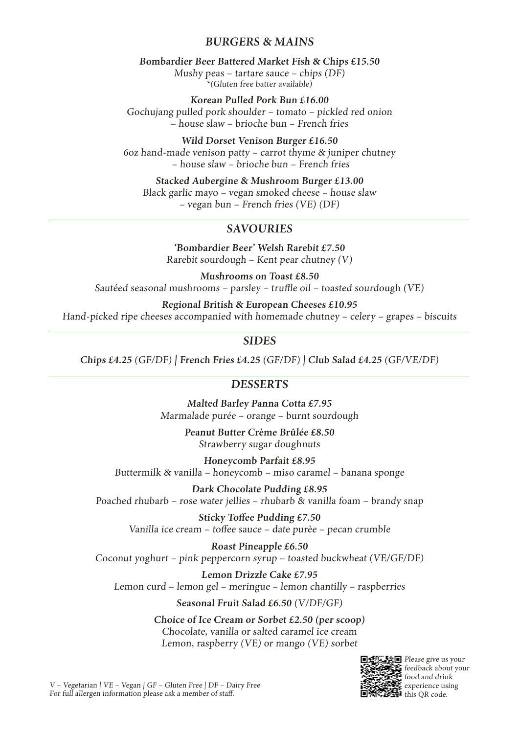## *BURGERS & MAINS*

***Bombardier Beer Battered Market Fish & Chips £15.50***
*Mushy peas – tartare sauce – chips (DF)*
*\*(Gluten free batter available)*

***Korean Pulled Pork Bun £16.00***
*Gochujang pulled pork shoulder – tomato – pickled red onion – house slaw – brioche bun – French fries*

***Wild Dorset Venison Burger £16.50***
*6oz hand-made venison patty – carrot thyme & juniper chutney – house slaw – brioche bun – French fries*

***Stacked Aubergine & Mushroom Burger £13.00***
*Black garlic mayo – vegan smoked cheese – house slaw – vegan bun – French fries (VE) (DF)*

---

## *SAVOURIES*

***'Bombardier Beer' Welsh Rarebit £7.50***
*Rarebit sourdough – Kent pear chutney (V)*

***Mushrooms on Toast £8.50***
*Sautéed seasonal mushrooms – parsley – truffle oil – toasted sourdough (VE)*

***Regional British & European Cheeses £10.95***
*Hand-picked ripe cheeses accompanied with homemade chutney – celery – grapes – biscuits*

---

## *SIDES*

***Chips £4.25*** *(GF/DF)* **|** ***French Fries £4.25*** *(GF/DF)* **|** ***Club Salad £4.25*** *(GF/VE/DF)*

---

## *DESSERTS*

***Malted Barley Panna Cotta £7.95***
*Marmalade purée – orange – burnt sourdough*

***Peanut Butter Crème Brûlée £8.50***
*Strawberry sugar doughnuts*

***Honeycomb Parfait £8.95***
*Buttermilk & vanilla – honeycomb – miso caramel – banana sponge*

***Dark Chocolate Pudding £8.95***
*Poached rhubarb – rose water jellies – rhubarb & vanilla foam – brandy snap*

***Sticky Toffee Pudding £7.50***
*Vanilla ice cream – toffee sauce – date purèe – pecan crumble*

***Roast Pineapple £6.50***
*Coconut yoghurt – pink peppercorn syrup – toasted buckwheat (VE/GF/DF)*

***Lemon Drizzle Cake £7.95***
*Lemon curd – lemon gel – meringue – lemon chantilly – raspberries*

***Seasonal Fruit Salad £6.50*** *(V/DF/GF)*

***Choice of Ice Cream or Sorbet £2.50 (per scoop)***
*Chocolate, vanilla or salted caramel ice cream*
*Lemon, raspberry (VE) or mango (VE) sorbet*

*Please give us your feedback about your food and drink experience using this QR code.*

*V – Vegetarian | VE – Vegan | GF – Gluten Free | DF – Dairy Free*
*For full allergen information please ask a member of staff.*